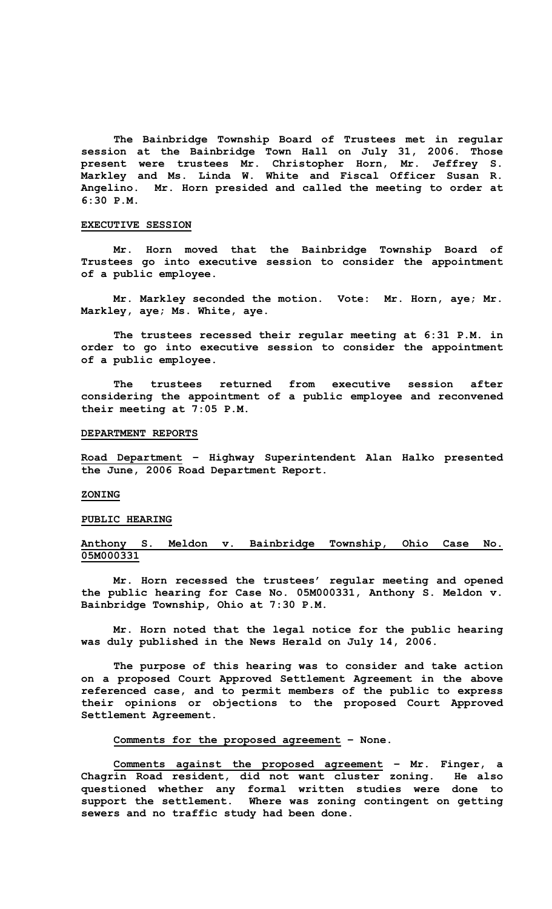The Bainbridge Township Board of Trustees met in regular session at the Bainbridge Town Hall on July 31, 2006. Those present were trustees Mr. Christopher Horn, Mr. Jeffrey S. Markley and Ms. Linda W. White and Fiscal Officer Susan R. Angelino. Mr. Horn presided and called the meeting to order at 6:30 P.M.

**EXECUTIVE SESSION**

Mr. Horn moved that the Bainbridge Township Board of Trustees go into executive session to consider the appointment of a public employee.

Mr. Markley seconded the motion. Vote: Mr. Horn, aye; Mr. Markley, aye; Ms. White, aye.

The trustees recessed their regular meeting at 6:31 P.M. in order to go into executive session to consider the appointment of a public employee.

The trustees returned from executive session after considering the appointment of a public employee and reconvened their meeting at 7:05 P.M.

**DEPARTMENT REPORTS**

**Road Department** – Highway Superintendent Alan Halko presented the June, 2006 Road Department Report.

**ZONING**

**PUBLIC HEARING**

**Anthony S. Meldon v. Bainbridge Township, Ohio Case No. 05M000331**

Mr. Horn recessed the trustees' regular meeting and opened the public hearing for Case No. 05M000331, Anthony S. Meldon v. Bainbridge Township, Ohio at 7:30 P.M.

Mr. Horn noted that the legal notice for the public hearing was duly published in the News Herald on July 14, 2006.

The purpose of this hearing was to consider and take action on a proposed Court Approved Settlement Agreement in the above referenced case, and to permit members of the public to express their opinions or objections to the proposed Court Approved Settlement Agreement.

**Comments for the proposed agreement** – None.

**Comments against the proposed agreement** – Mr. Finger, a Chagrin Road resident, did not want cluster zoning. He also questioned whether any formal written studies were done to support the settlement. Where was zoning contingent on getting sewers and no traffic study had been done.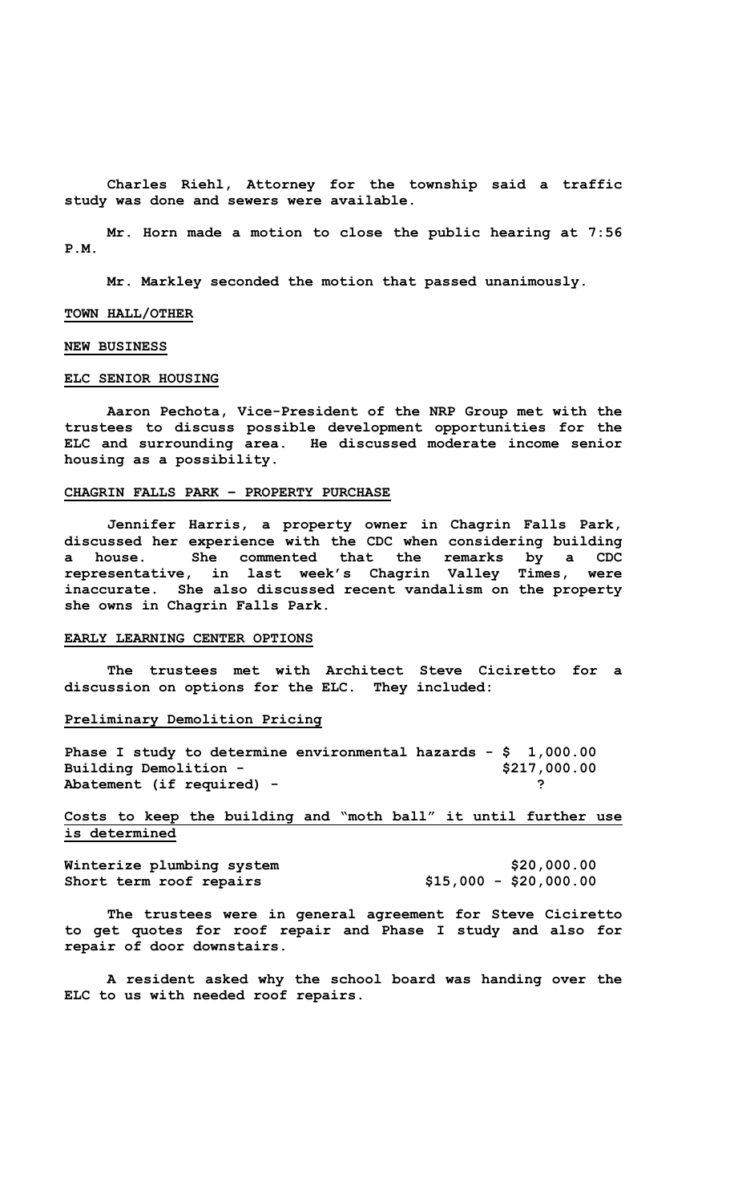Charles Riehl, Attorney for the township said a traffic study was done and sewers were available.

Mr. Horn made a motion to close the public hearing at 7:56 P.M.

Mr. Markley seconded the motion that passed unanimously.

**TOWN HALL/OTHER**

**NEW BUSINESS**

**ELC SENIOR HOUSING**

Aaron Pechota, Vice-President of the NRP Group met with the trustees to discuss possible development opportunities for the ELC and surrounding area. He discussed moderate income senior housing as a possibility.

**CHAGRIN FALLS PARK – PROPERTY PURCHASE**

Jennifer Harris, a property owner in Chagrin Falls Park, discussed her experience with the CDC when considering building a house. She commented that the remarks by a CDC representative, in last week's Chagrin Valley Times, were inaccurate. She also discussed recent vandalism on the property she owns in Chagrin Falls Park.

**EARLY LEARNING CENTER OPTIONS**

The trustees met with Architect Steve Ciciretto for a discussion on options for the ELC. They included:

**Preliminary Demolition Pricing**

| | |
|---|---|
| Phase I study to determine environmental hazards - | $ 1,000.00 |
| Building Demolition - | $217,000.00 |
| Abatement (if required) - | ? |

**Costs to keep the building and "moth ball" it until further use is determined**

| | |
|---|---|
| Winterize plumbing system | $20,000.00 |
| Short term roof repairs | $15,000 - $20,000.00 |

The trustees were in general agreement for Steve Ciciretto to get quotes for roof repair and Phase I study and also for repair of door downstairs.

A resident asked why the school board was handing over the ELC to us with needed roof repairs.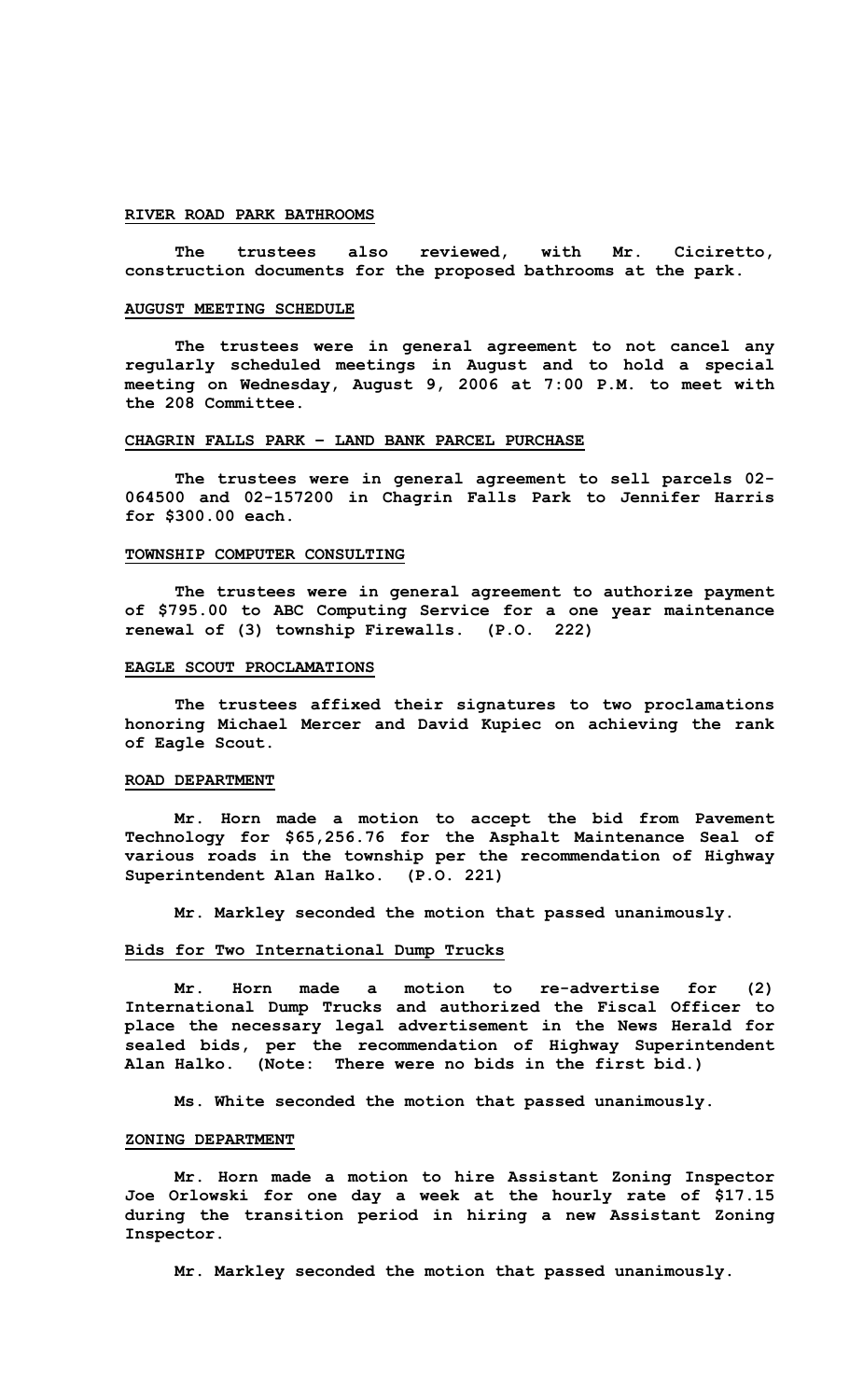## RIVER ROAD PARK BATHROOMS

The trustees also reviewed, with Mr. Ciciretto, construction documents for the proposed bathrooms at the park.

## AUGUST MEETING SCHEDULE

The trustees were in general agreement to not cancel any regularly scheduled meetings in August and to hold a special meeting on Wednesday, August 9, 2006 at 7:00 P.M. to meet with the 208 Committee.

## CHAGRIN FALLS PARK – LAND BANK PARCEL PURCHASE

The trustees were in general agreement to sell parcels 02-064500 and 02-157200 in Chagrin Falls Park to Jennifer Harris for $300.00 each.

## TOWNSHIP COMPUTER CONSULTING

The trustees were in general agreement to authorize payment of $795.00 to ABC Computing Service for a one year maintenance renewal of (3) township Firewalls. (P.O. 222)

## EAGLE SCOUT PROCLAMATIONS

The trustees affixed their signatures to two proclamations honoring Michael Mercer and David Kupiec on achieving the rank of Eagle Scout.

## ROAD DEPARTMENT

Mr. Horn made a motion to accept the bid from Pavement Technology for $65,256.76 for the Asphalt Maintenance Seal of various roads in the township per the recommendation of Highway Superintendent Alan Halko. (P.O. 221)

Mr. Markley seconded the motion that passed unanimously.

### Bids for Two International Dump Trucks

Mr. Horn made a motion to re-advertise for (2) International Dump Trucks and authorized the Fiscal Officer to place the necessary legal advertisement in the News Herald for sealed bids, per the recommendation of Highway Superintendent Alan Halko. (Note: There were no bids in the first bid.)

Ms. White seconded the motion that passed unanimously.

## ZONING DEPARTMENT

Mr. Horn made a motion to hire Assistant Zoning Inspector Joe Orlowski for one day a week at the hourly rate of $17.15 during the transition period in hiring a new Assistant Zoning Inspector.

Mr. Markley seconded the motion that passed unanimously.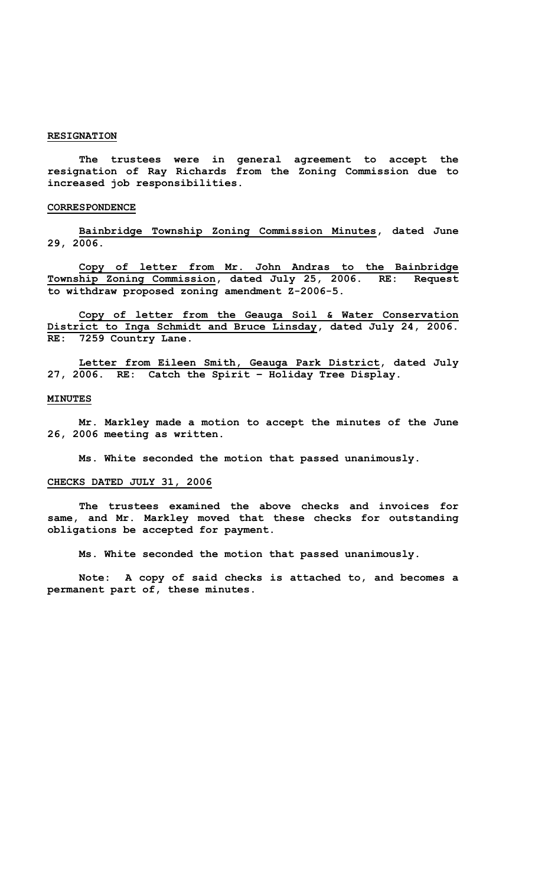## RESIGNATION

**The trustees were in general agreement to accept the resignation of Ray Richards from the Zoning Commission due to increased job responsibilities.**

## CORRESPONDENCE

**Bainbridge Township Zoning Commission Minutes, dated June 29, 2006.**

**Copy of letter from Mr. John Andras to the Bainbridge Township Zoning Commission, dated July 25, 2006. RE: Request to withdraw proposed zoning amendment Z-2006-5.**

**Copy of letter from the Geauga Soil & Water Conservation District to Inga Schmidt and Bruce Linsday, dated July 24, 2006. RE: 7259 Country Lane.**

**Letter from Eileen Smith, Geauga Park District, dated July 27, 2006. RE: Catch the Spirit – Holiday Tree Display.**

## MINUTES

**Mr. Markley made a motion to accept the minutes of the June 26, 2006 meeting as written.**

**Ms. White seconded the motion that passed unanimously.**

## CHECKS DATED JULY 31, 2006

**The trustees examined the above checks and invoices for same, and Mr. Markley moved that these checks for outstanding obligations be accepted for payment.**

**Ms. White seconded the motion that passed unanimously.**

**Note: A copy of said checks is attached to, and becomes a permanent part of, these minutes.**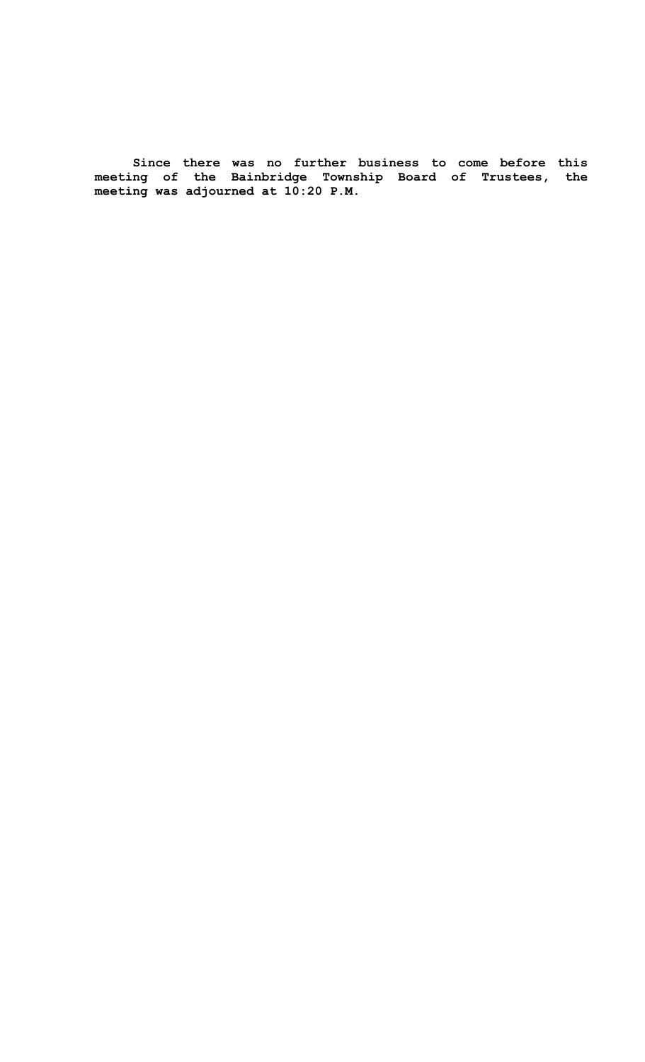**Since there was no further business to come before this meeting of the Bainbridge Township Board of Trustees, the meeting was adjourned at 10:20 P.M.**